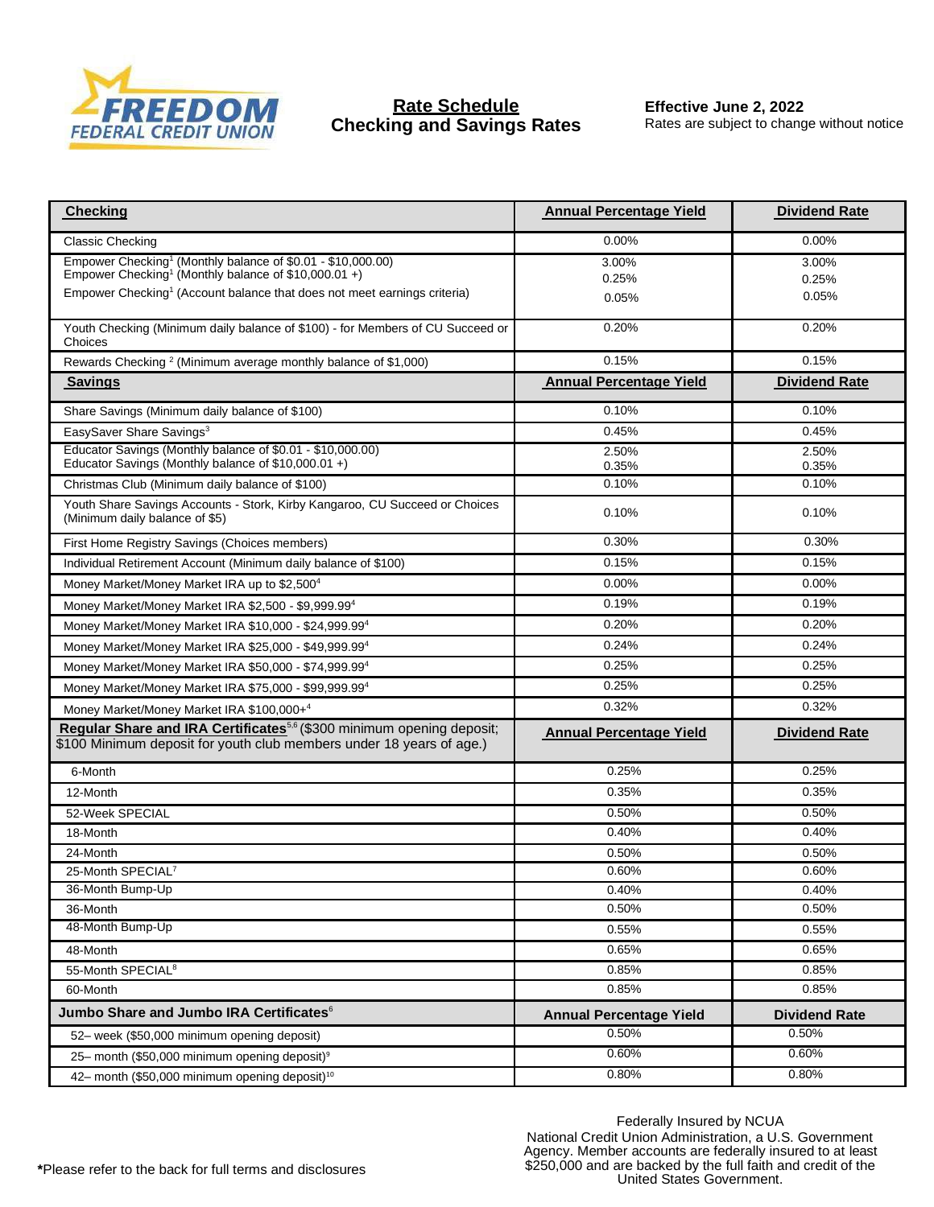FREEDOM FEDERAL CREDIT UNION

# Rate Schedule
## Checking and Savings Rates

**Effective June 2, 2022**
Rates are subject to change without notice

| Checking | Annual Percentage Yield | Dividend Rate |
|---|---|---|
| Classic Checking | 0.00% | 0.00% |
| Empower Checking[1] (Monthly balance of $0.01 - $10,000.00)<br>Empower Checking[1] (Monthly balance of $10,000.01 +)<br>Empower Checking[1] (Account balance that does not meet earnings criteria) | 3.00%<br>0.25%<br>0.05% | 3.00%<br>0.25%<br>0.05% |
| Youth Checking (Minimum daily balance of $100) - for Members of CU Succeed or Choices | 0.20% | 0.20% |
| Rewards Checking [2] (Minimum average monthly balance of $1,000) | 0.15% | 0.15% |
| **Savings** | **Annual Percentage Yield** | **Dividend Rate** |
| Share Savings (Minimum daily balance of $100) | 0.10% | 0.10% |
| EasySaver Share Savings[3] | 0.45% | 0.45% |
| Educator Savings (Monthly balance of $0.01 - $10,000.00)<br>Educator Savings (Monthly balance of $10,000.01 +) | 2.50%<br>0.35% | 2.50%<br>0.35% |
| Christmas Club (Minimum daily balance of $100) | 0.10% | 0.10% |
| Youth Share Savings Accounts - Stork, Kirby Kangaroo, CU Succeed or Choices (Minimum daily balance of $5) | 0.10% | 0.10% |
| First Home Registry Savings (Choices members) | 0.30% | 0.30% |
| Individual Retirement Account (Minimum daily balance of $100) | 0.15% | 0.15% |
| Money Market/Money Market IRA up to $2,500[4] | 0.00% | 0.00% |
| Money Market/Money Market IRA $2,500 - $9,999.99[4] | 0.19% | 0.19% |
| Money Market/Money Market IRA $10,000 - $24,999.99[4] | 0.20% | 0.20% |
| Money Market/Money Market IRA $25,000 - $49,999.99[4] | 0.24% | 0.24% |
| Money Market/Money Market IRA $50,000 - $74,999.99[4] | 0.25% | 0.25% |
| Money Market/Money Market IRA $75,000 - $99,999.99[4] | 0.25% | 0.25% |
| Money Market/Money Market IRA $100,000+[4] | 0.32% | 0.32% |
| **Regular Share and IRA Certificates**[5,6] ($300 minimum opening deposit; $100 Minimum deposit for youth club members under 18 years of age.) | **Annual Percentage Yield** | **Dividend Rate** |
| 6-Month | 0.25% | 0.25% |
| 12-Month | 0.35% | 0.35% |
| 52-Week SPECIAL | 0.50% | 0.50% |
| 18-Month | 0.40% | 0.40% |
| 24-Month | 0.50% | 0.50% |
| 25-Month SPECIAL[7] | 0.60% | 0.60% |
| 36-Month Bump-Up | 0.40% | 0.40% |
| 36-Month | 0.50% | 0.50% |
| 48-Month Bump-Up | 0.55% | 0.55% |
| 48-Month | 0.65% | 0.65% |
| 55-Month SPECIAL[8] | 0.85% | 0.85% |
| 60-Month | 0.85% | 0.85% |
| **Jumbo Share and Jumbo IRA Certificates**[6] | **Annual Percentage Yield** | **Dividend Rate** |
| 52– week ($50,000 minimum opening deposit) | 0.50% | 0.50% |
| 25– month ($50,000 minimum opening deposit)[9] | 0.60% | 0.60% |
| 42– month ($50,000 minimum opening deposit)[10] | 0.80% | 0.80% |

*Please refer to the back for full terms and disclosures

Federally Insured by NCUA
National Credit Union Administration, a U.S. Government Agency. Member accounts are federally insured to at least $250,000 and are backed by the full faith and credit of the United States Government.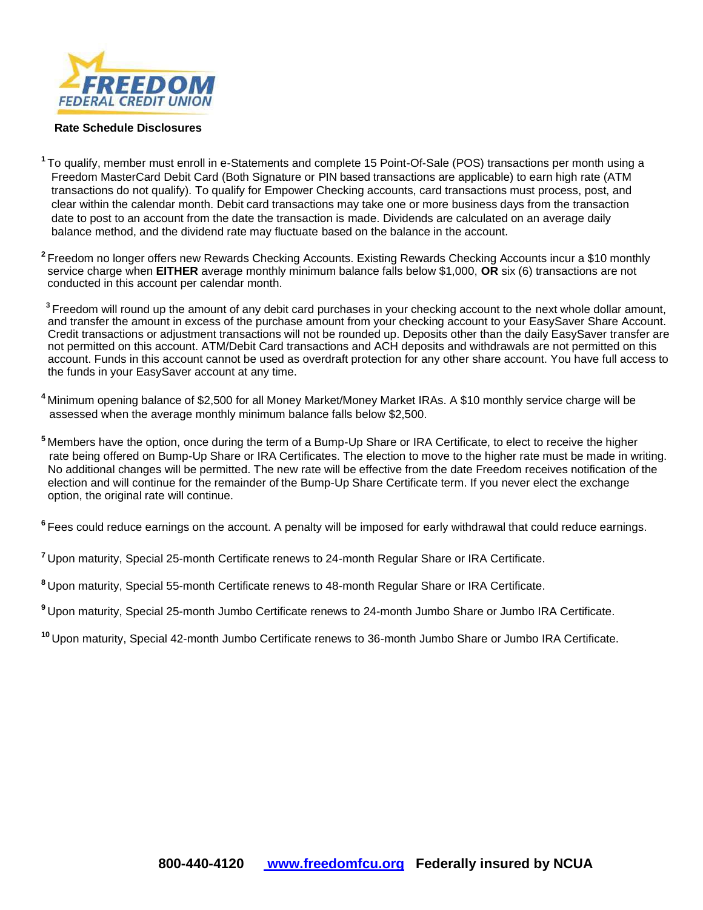**FREEDOM FEDERAL CREDIT UNION**

**Rate Schedule Disclosures**

[1] To qualify, member must enroll in e-Statements and complete 15 Point-Of-Sale (POS) transactions per month using a Freedom MasterCard Debit Card (Both Signature or PIN based transactions are applicable) to earn high rate (ATM transactions do not qualify). To qualify for Empower Checking accounts, card transactions must process, post, and clear within the calendar month. Debit card transactions may take one or more business days from the transaction date to post to an account from the date the transaction is made. Dividends are calculated on an average daily balance method, and the dividend rate may fluctuate based on the balance in the account.

[2] Freedom no longer offers new Rewards Checking Accounts. Existing Rewards Checking Accounts incur a $10 monthly service charge when **EITHER** average monthly minimum balance falls below $1,000, **OR** six (6) transactions are not conducted in this account per calendar month.

[3] Freedom will round up the amount of any debit card purchases in your checking account to the next whole dollar amount, and transfer the amount in excess of the purchase amount from your checking account to your EasySaver Share Account. Credit transactions or adjustment transactions will not be rounded up. Deposits other than the daily EasySaver transfer are not permitted on this account. ATM/Debit Card transactions and ACH deposits and withdrawals are not permitted on this account. Funds in this account cannot be used as overdraft protection for any other share account. You have full access to the funds in your EasySaver account at any time.

[4] Minimum opening balance of $2,500 for all Money Market/Money Market IRAs. A $10 monthly service charge will be assessed when the average monthly minimum balance falls below $2,500.

[5] Members have the option, once during the term of a Bump-Up Share or IRA Certificate, to elect to receive the higher rate being offered on Bump-Up Share or IRA Certificates. The election to move to the higher rate must be made in writing. No additional changes will be permitted. The new rate will be effective from the date Freedom receives notification of the election and will continue for the remainder of the Bump-Up Share Certificate term. If you never elect the exchange option, the original rate will continue.

[6] Fees could reduce earnings on the account. A penalty will be imposed for early withdrawal that could reduce earnings.

[7] Upon maturity, Special 25-month Certificate renews to 24-month Regular Share or IRA Certificate.

[8] Upon maturity, Special 55-month Certificate renews to 48-month Regular Share or IRA Certificate.

[9] Upon maturity, Special 25-month Jumbo Certificate renews to 24-month Jumbo Share or Jumbo IRA Certificate.

[10] Upon maturity, Special 42-month Jumbo Certificate renews to 36-month Jumbo Share or Jumbo IRA Certificate.

**800-440-4120** [**www.freedomfcu.org**](http://www.freedomfcu.org) **Federally insured by NCUA**